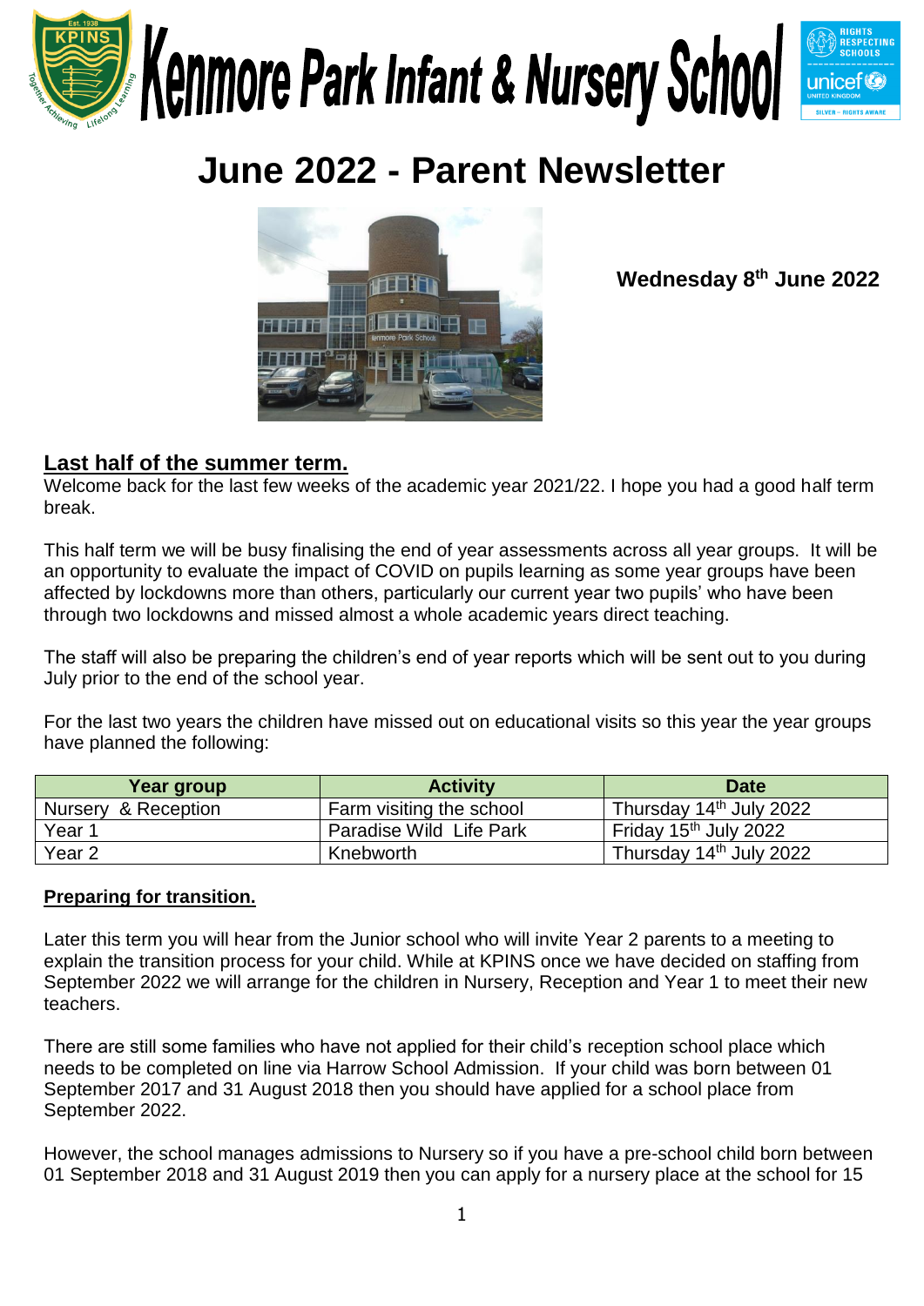# Kenmore Park Infant & Nursery School

# June 2022 - Parent Newsletter

**Wednesday 8th June 2022**

## Last half of the summer term.

Welcome back for the last few weeks of the academic year 2021/22. I hope you had a good half term break.

This half term we will be busy finalising the end of year assessments across all year groups. It will be an opportunity to evaluate the impact of COVID on pupils learning as some year groups have been affected by lockdowns more than others, particularly our current year two pupils' who have been through two lockdowns and missed almost a whole academic years direct teaching.

The staff will also be preparing the children's end of year reports which will be sent out to you during July prior to the end of the school year.

For the last two years the children have missed out on educational visits so this year the year groups have planned the following:

| Year group | Activity | Date |
| --- | --- | --- |
| Nursery & Reception | Farm visiting the school | Thursday 14th July 2022 |
| Year 1 | Paradise Wild Life Park | Friday 15th July 2022 |
| Year 2 | Knebworth | Thursday 14th July 2022 |

**Preparing for transition.**

Later this term you will hear from the Junior school who will invite Year 2 parents to a meeting to explain the transition process for your child. While at KPINS once we have decided on staffing from September 2022 we will arrange for the children in Nursery, Reception and Year 1 to meet their new teachers.

There are still some families who have not applied for their child's reception school place which needs to be completed on line via Harrow School Admission. If your child was born between 01 September 2017 and 31 August 2018 then you should have applied for a school place from September 2022.

However, the school manages admissions to Nursery so if you have a pre-school child born between 01 September 2018 and 31 August 2019 then you can apply for a nursery place at the school for 15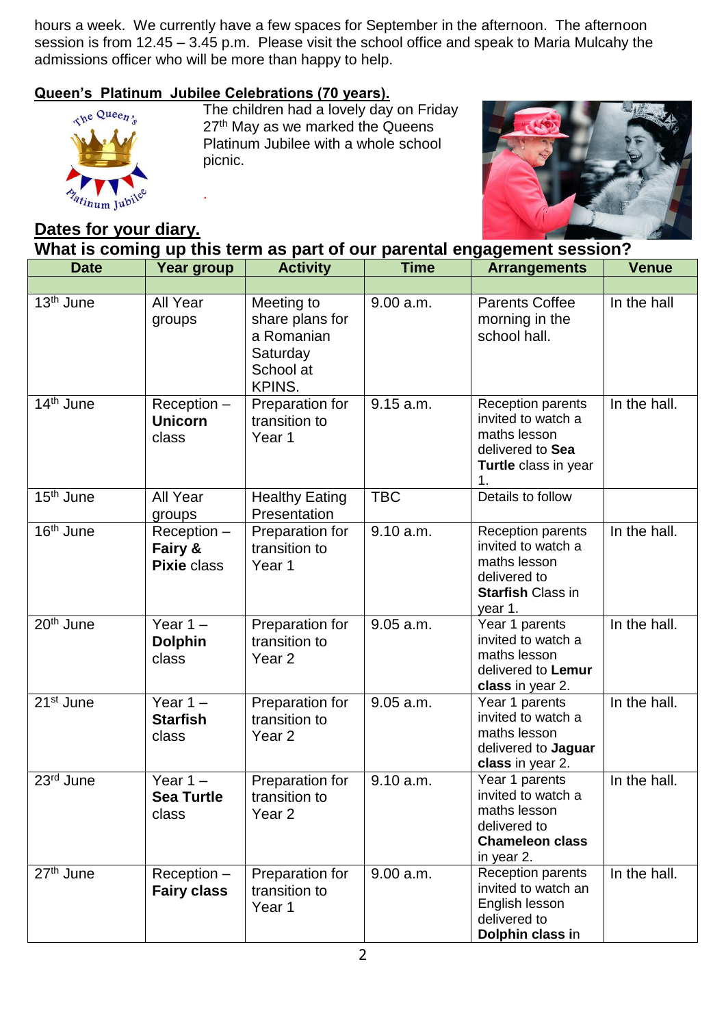hours a week. We currently have a few spaces for September in the afternoon. The afternoon session is from 12.45 – 3.45 p.m. Please visit the school office and speak to Maria Mulcahy the admissions officer who will be more than happy to help.

## Queen's Platinum Jubilee Celebrations (70 years).

The children had a lovely day on Friday 27th May as we marked the Queens Platinum Jubilee with a whole school picnic.

## Dates for your diary.

### What is coming up this term as part of our parental engagement session?

| Date | Year group | Activity | Time | Arrangements | Venue |
|---|---|---|---|---|---|
| | | | | | |
| 13th June | All Year groups | Meeting to share plans for a Romanian Saturday School at KPINS. | 9.00 a.m. | Parents Coffee morning in the school hall. | In the hall |
| 14th June | Reception – **Unicorn** class | Preparation for transition to Year 1 | 9.15 a.m. | Reception parents invited to watch a maths lesson delivered to **Sea Turtle** class in year 1. | In the hall. |
| 15th June | All Year groups | Healthy Eating Presentation | TBC | Details to follow | |
| 16th June | Reception – **Fairy & Pixie** class | Preparation for transition to Year 1 | 9.10 a.m. | Reception parents invited to watch a maths lesson delivered to **Starfish** Class in year 1. | In the hall. |
| 20th June | Year 1 – **Dolphin** class | Preparation for transition to Year 2 | 9.05 a.m. | Year 1 parents invited to watch a maths lesson delivered to **Lemur class** in year 2. | In the hall. |
| 21st June | Year 1 – **Starfish** class | Preparation for transition to Year 2 | 9.05 a.m. | Year 1 parents invited to watch a maths lesson delivered to **Jaguar class** in year 2. | In the hall. |
| 23rd June | Year 1 – **Sea Turtle** class | Preparation for transition to Year 2 | 9.10 a.m. | Year 1 parents invited to watch a maths lesson delivered to **Chameleon class** in year 2. | In the hall. |
| 27th June | Reception – **Fairy class** | Preparation for transition to Year 1 | 9.00 a.m. | Reception parents invited to watch an English lesson delivered to **Dolphin class** in | In the hall. |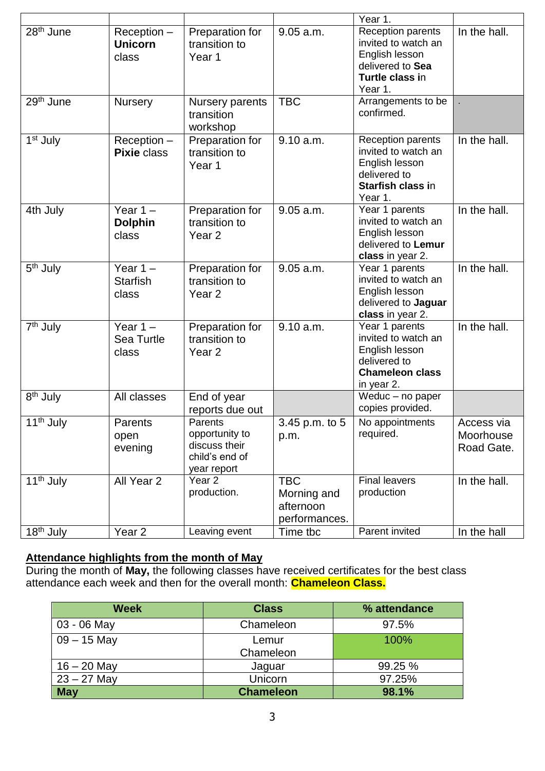| | | | | Year 1. | |
|---|---|---|---|---|---|
| 28th June | Reception – **Unicorn** class | Preparation for transition to Year 1 | 9.05 a.m. | Reception parents invited to watch an English lesson delivered to **Sea Turtle class i**n Year 1. | In the hall. |
| 29th June | Nursery | Nursery parents transition workshop | TBC | Arrangements to be confirmed. | . |
| 1st July | Reception – **Pixie** class | Preparation for transition to Year 1 | 9.10 a.m. | Reception parents invited to watch an English lesson delivered to **Starfish class i**n Year 1. | In the hall. |
| 4th July | Year 1 – **Dolphin** class | Preparation for transition to Year 2 | 9.05 a.m. | Year 1 parents invited to watch an English lesson delivered to **Lemur class** in year 2. | In the hall. |
| 5th July | Year 1 – Starfish class | Preparation for transition to Year 2 | 9.05 a.m. | Year 1 parents invited to watch an English lesson delivered to **Jaguar class** in year 2. | In the hall. |
| 7th July | Year 1 – Sea Turtle class | Preparation for transition to Year 2 | 9.10 a.m. | Year 1 parents invited to watch an English lesson delivered to **Chameleon class** in year 2. | In the hall. |
| 8th July | All classes | End of year reports due out | | Weduc – no paper copies provided. | |
| 11th July | Parents open evening | Parents opportunity to discuss their child's end of year report | 3.45 p.m. to 5 p.m. | No appointments required. | Access via Moorhouse Road Gate. |
| 11th July | All Year 2 | Year 2 production. | TBC Morning and afternoon performances. | Final leavers production | In the hall. |
| 18th July | Year 2 | Leaving event | Time tbc | Parent invited | In the hall |

**Attendance highlights from the month of May**

During the month of **May,** the following classes have received certificates for the best class attendance each week and then for the overall month: **Chameleon Class.**

| Week | Class | % attendance |
|---|---|---|
| 03 - 06 May | Chameleon | 97.5% |
| 09 – 15 May | Lemur<br>Chameleon | 100% |
| 16 – 20 May | Jaguar | 99.25 % |
| 23 – 27 May | Unicorn | 97.25% |
| **May** | **Chameleon** | **98.1%** |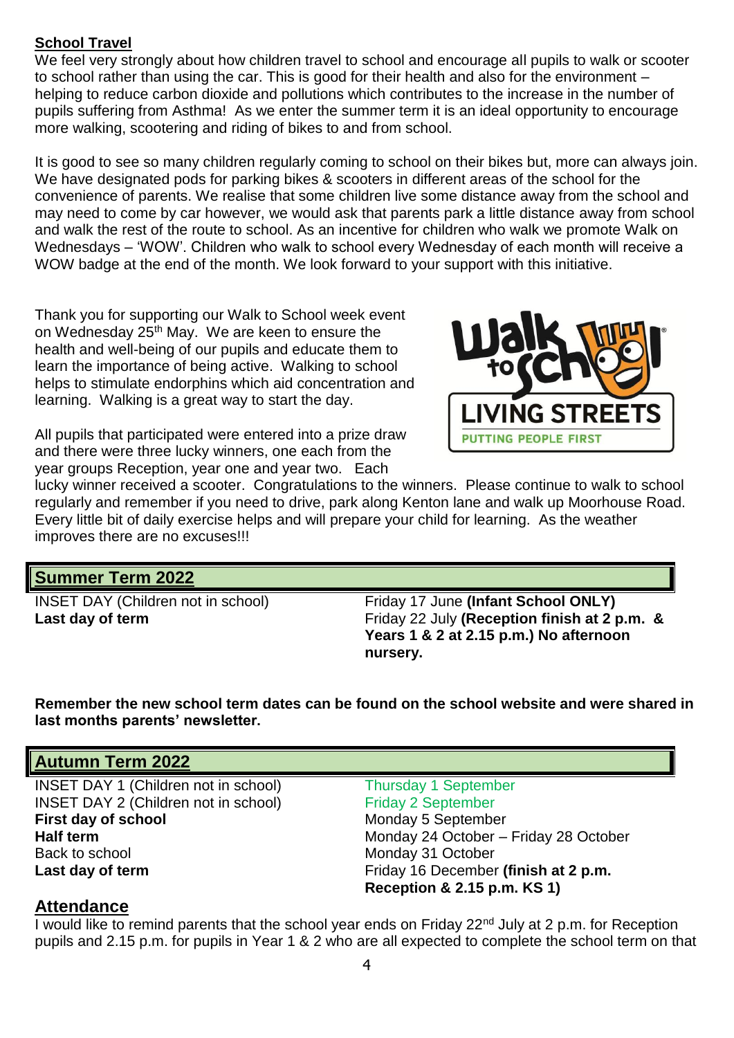## School Travel

We feel very strongly about how children travel to school and encourage all pupils to walk or scooter to school rather than using the car. This is good for their health and also for the environment – helping to reduce carbon dioxide and pollutions which contributes to the increase in the number of pupils suffering from Asthma! As we enter the summer term it is an ideal opportunity to encourage more walking, scootering and riding of bikes to and from school.

It is good to see so many children regularly coming to school on their bikes but, more can always join. We have designated pods for parking bikes & scooters in different areas of the school for the convenience of parents. We realise that some children live some distance away from the school and may need to come by car however, we would ask that parents park a little distance away from school and walk the rest of the route to school. As an incentive for children who walk we promote Walk on Wednesdays – 'WOW'. Children who walk to school every Wednesday of each month will receive a WOW badge at the end of the month. We look forward to your support with this initiative.

Thank you for supporting our Walk to School week event on Wednesday 25th May. We are keen to ensure the health and well-being of our pupils and educate them to learn the importance of being active. Walking to school helps to stimulate endorphins which aid concentration and learning. Walking is a great way to start the day.

All pupils that participated were entered into a prize draw and there were three lucky winners, one each from the year groups Reception, year one and year two. Each lucky winner received a scooter. Congratulations to the winners. Please continue to walk to school regularly and remember if you need to drive, park along Kenton lane and walk up Moorhouse Road. Every little bit of daily exercise helps and will prepare your child for learning. As the weather improves there are no excuses!!!

## Summer Term 2022

| | |
|---|---|
| INSET DAY (Children not in school) | Friday 17 June **(Infant School ONLY)** |
| **Last day of term** | Friday 22 July **(Reception finish at 2 p.m. & Years 1 & 2 at 2.15 p.m.) No afternoon nursery.** |

**Remember the new school term dates can be found on the school website and were shared in last months parents' newsletter.**

## Autumn Term 2022

| | |
|---|---|
| INSET DAY 1 (Children not in school) | Thursday 1 September |
| INSET DAY 2 (Children not in school) | Friday 2 September |
| **First day of school** | Monday 5 September |
| **Half term** | Monday 24 October – Friday 28 October |
| Back to school | Monday 31 October |
| **Last day of term** | Friday 16 December **(finish at 2 p.m. Reception & 2.15 p.m. KS 1)** |

## Attendance

I would like to remind parents that the school year ends on Friday 22nd July at 2 p.m. for Reception pupils and 2.15 p.m. for pupils in Year 1 & 2 who are all expected to complete the school term on that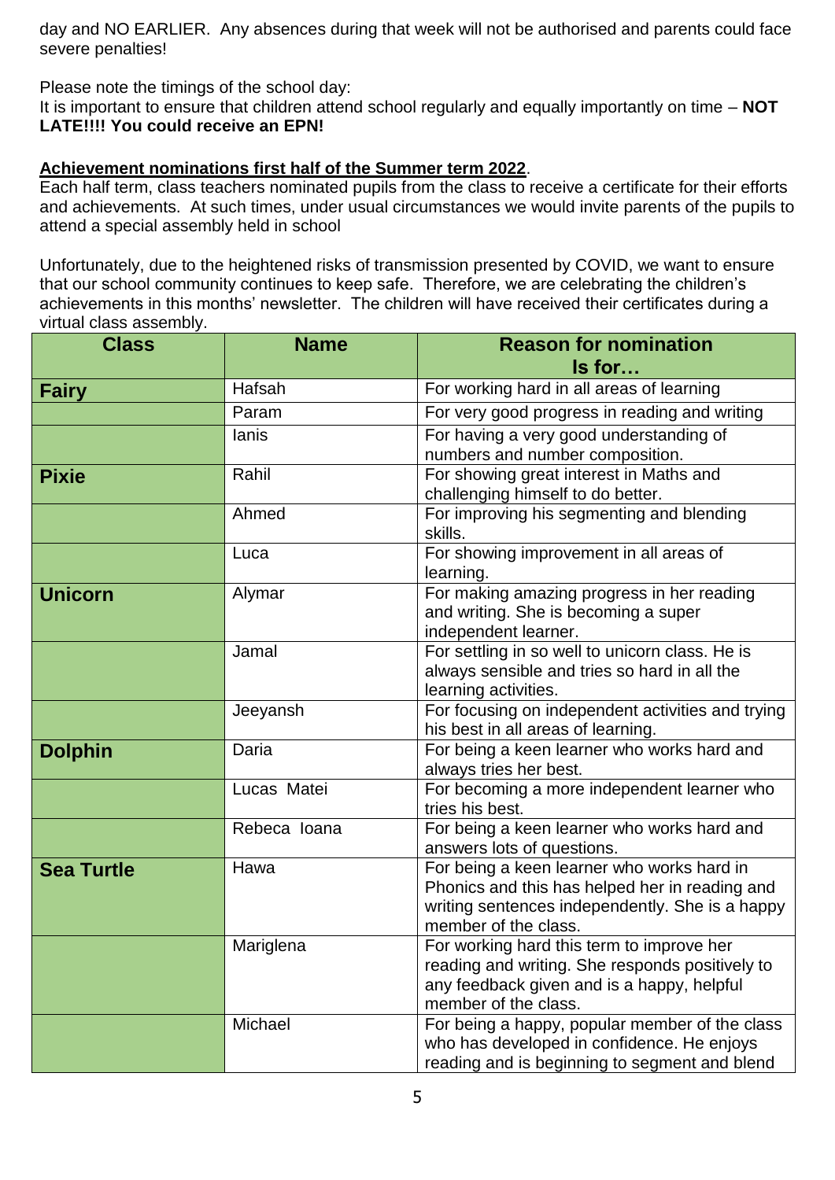day and NO EARLIER. Any absences during that week will not be authorised and parents could face severe penalties!

Please note the timings of the school day:
It is important to ensure that children attend school regularly and equally importantly on time – **NOT LATE!!!! You could receive an EPN!**

**Achievement nominations first half of the Summer term 2022**.

Each half term, class teachers nominated pupils from the class to receive a certificate for their efforts and achievements. At such times, under usual circumstances we would invite parents of the pupils to attend a special assembly held in school

Unfortunately, due to the heightened risks of transmission presented by COVID, we want to ensure that our school community continues to keep safe. Therefore, we are celebrating the children's achievements in this months' newsletter. The children will have received their certificates during a virtual class assembly.

| Class | Name | Reason for nomination Is for… |
|---|---|---|
| **Fairy** | Hafsah | For working hard in all areas of learning |
| | Param | For very good progress in reading and writing |
| | Ianis | For having a very good understanding of numbers and number composition. |
| **Pixie** | Rahil | For showing great interest in Maths and challenging himself to do better. |
| | Ahmed | For improving his segmenting and blending skills. |
| | Luca | For showing improvement in all areas of learning. |
| **Unicorn** | Alymar | For making amazing progress in her reading and writing. She is becoming a super independent learner. |
| | Jamal | For settling in so well to unicorn class. He is always sensible and tries so hard in all the learning activities. |
| | Jeeyansh | For focusing on independent activities and trying his best in all areas of learning. |
| **Dolphin** | Daria | For being a keen learner who works hard and always tries her best. |
| | Lucas Matei | For becoming a more independent learner who tries his best. |
| | Rebeca Ioana | For being a keen learner who works hard and answers lots of questions. |
| **Sea Turtle** | Hawa | For being a keen learner who works hard in Phonics and this has helped her in reading and writing sentences independently. She is a happy member of the class. |
| | Mariglena | For working hard this term to improve her reading and writing. She responds positively to any feedback given and is a happy, helpful member of the class. |
| | Michael | For being a happy, popular member of the class who has developed in confidence. He enjoys reading and is beginning to segment and blend |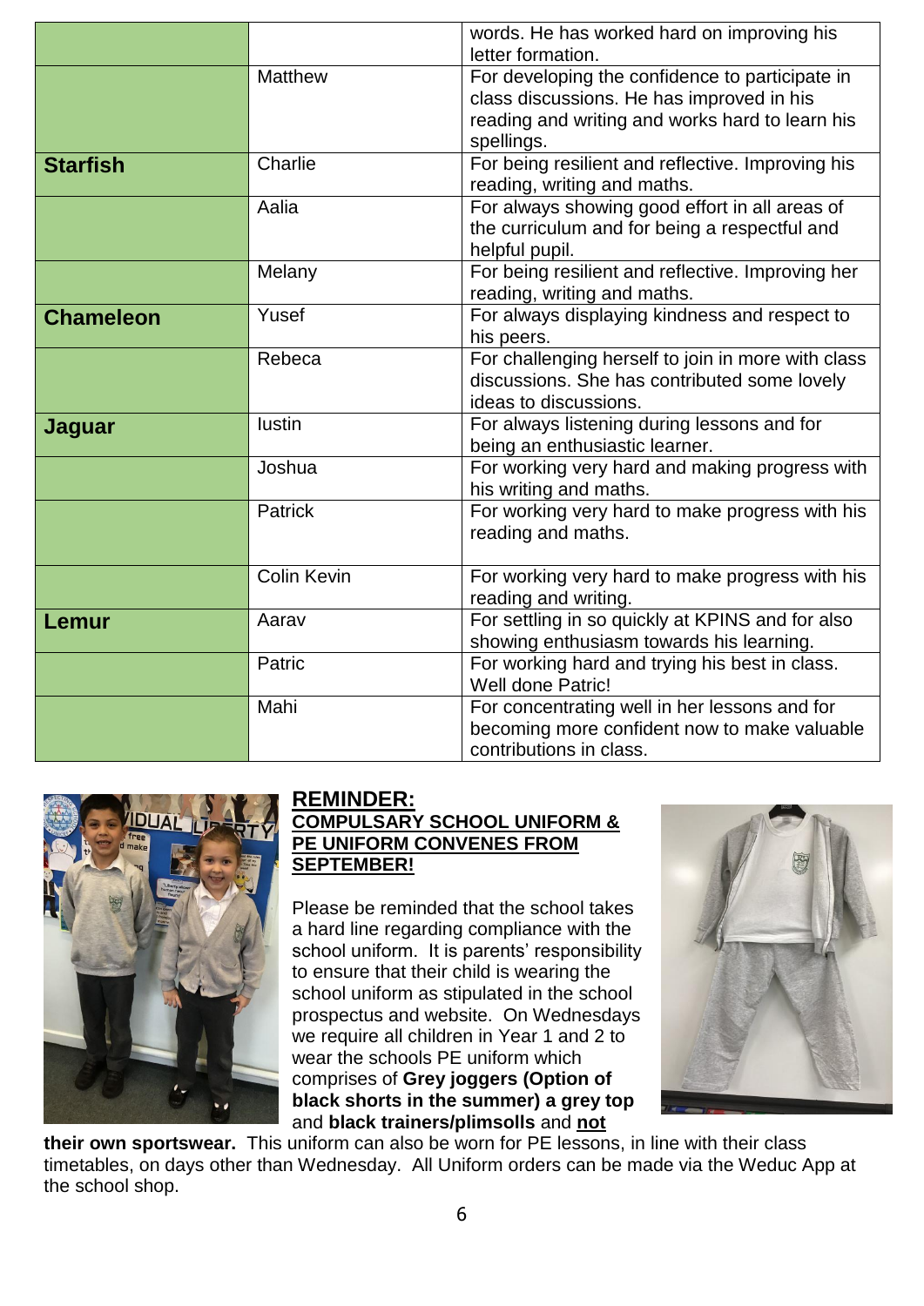| | | |
|---|---|---|
| | | words. He has worked hard on improving his letter formation. |
| | Matthew | For developing the confidence to participate in class discussions. He has improved in his reading and writing and works hard to learn his spellings. |
| **Starfish** | Charlie | For being resilient and reflective. Improving his reading, writing and maths. |
| | Aalia | For always showing good effort in all areas of the curriculum and for being a respectful and helpful pupil. |
| | Melany | For being resilient and reflective. Improving her reading, writing and maths. |
| **Chameleon** | Yusef | For always displaying kindness and respect to his peers. |
| | Rebeca | For challenging herself to join in more with class discussions. She has contributed some lovely ideas to discussions. |
| **Jaguar** | Iustin | For always listening during lessons and for being an enthusiastic learner. |
| | Joshua | For working very hard and making progress with his writing and maths. |
| | Patrick | For working very hard to make progress with his reading and maths. |
| | Colin Kevin | For working very hard to make progress with his reading and writing. |
| **Lemur** | Aarav | For settling in so quickly at KPINS and for also showing enthusiasm towards his learning. |
| | Patric | For working hard and trying his best in class. Well done Patric! |
| | Mahi | For concentrating well in her lessons and for becoming more confident now to make valuable contributions in class. |

**REMINDER:**

**COMPULSARY SCHOOL UNIFORM & PE UNIFORM CONVENES FROM SEPTEMBER!**

Please be reminded that the school takes a hard line regarding compliance with the school uniform. It is parents' responsibility to ensure that their child is wearing the school uniform as stipulated in the school prospectus and website. On Wednesdays we require all children in Year 1 and 2 to wear the schools PE uniform which comprises of **Grey joggers (Option of black shorts in the summer) a grey top** and **black trainers/plimsolls** and **not their own sportswear.** This uniform can also be worn for PE lessons, in line with their class timetables, on days other than Wednesday. All Uniform orders can be made via the Weduc App at the school shop.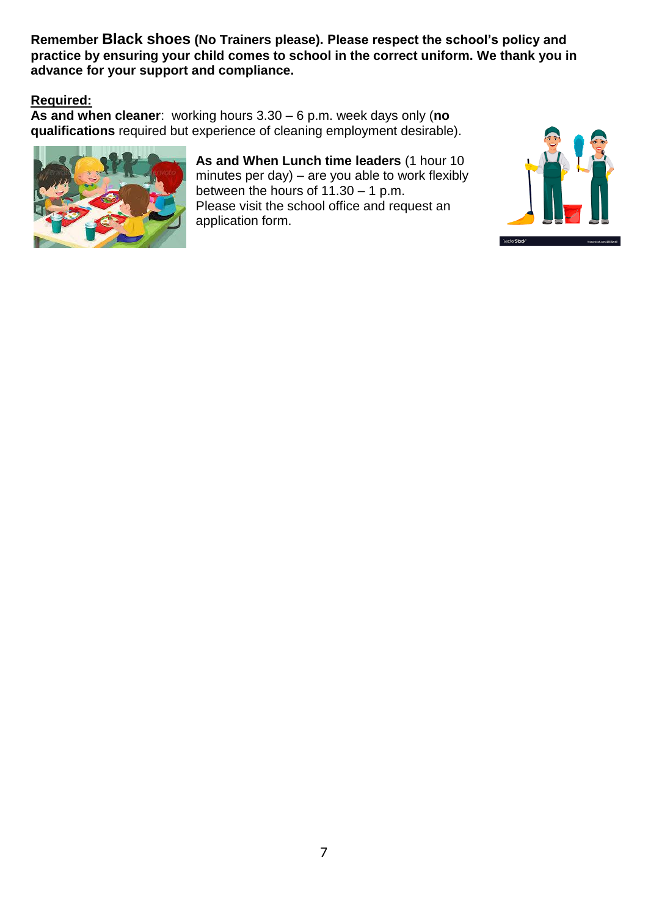**Remember Black shoes (No Trainers please). Please respect the school's policy and practice by ensuring your child comes to school in the correct uniform. We thank you in advance for your support and compliance.**

**Required:**

**As and when cleaner**: working hours 3.30 – 6 p.m. week days only (**no qualifications** required but experience of cleaning employment desirable).

**As and When Lunch time leaders** (1 hour 10 minutes per day) – are you able to work flexibly between the hours of 11.30 – 1 p.m.
Please visit the school office and request an application form.